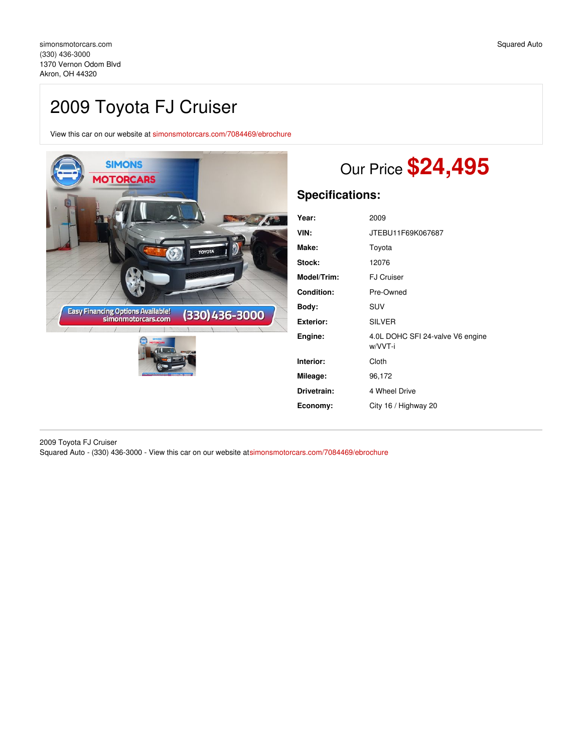simonsmotorcars.com
(330) 436-3000
1370 Vernon Odom Blvd
Akron, OH 44320

Squared Auto

# 2009 Toyota FJ Cruiser

View this car on our website at simonsmotorcars.com/7084469/ebrochure

## Our Price **$24,495**

### Specifications:

| | |
|---|---|
| **Year:** | 2009 |
| **VIN:** | JTEBU11F69K067687 |
| **Make:** | Toyota |
| **Stock:** | 12076 |
| **Model/Trim:** | FJ Cruiser |
| **Condition:** | Pre-Owned |
| **Body:** | SUV |
| **Exterior:** | SILVER |
| **Engine:** | 4.0L DOHC SFI 24-valve V6 engine w/VVT-i |
| **Interior:** | Cloth |
| **Mileage:** | 96,172 |
| **Drivetrain:** | 4 Wheel Drive |
| **Economy:** | City 16 / Highway 20 |

2009 Toyota FJ Cruiser
Squared Auto - (330) 436-3000 - View this car on our website at simonsmotorcars.com/7084469/ebrochure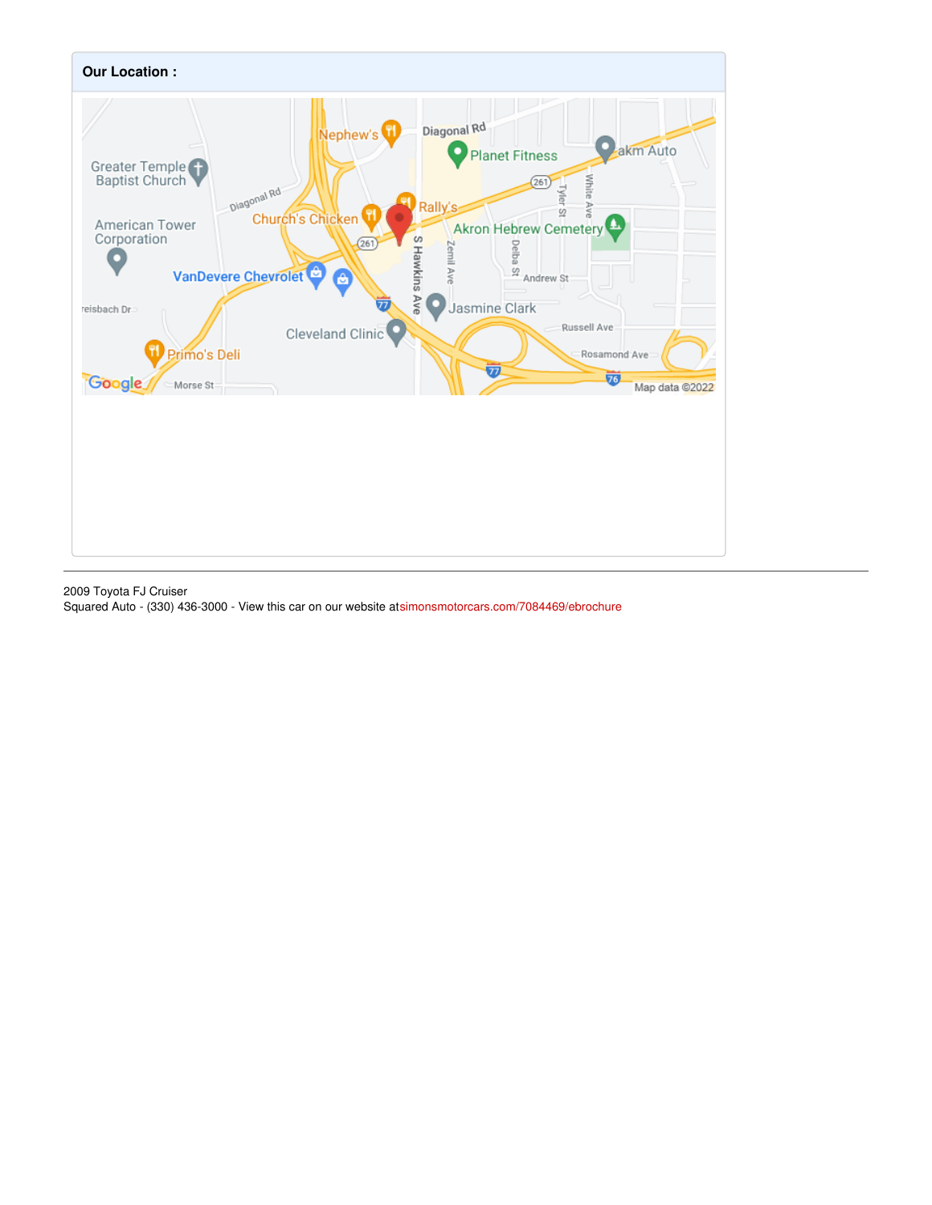**Our Location :**

2009 Toyota FJ Cruiser
Squared Auto - (330) 436-3000 - View this car on our website atsimonsmotorcars.com/7084469/ebrochure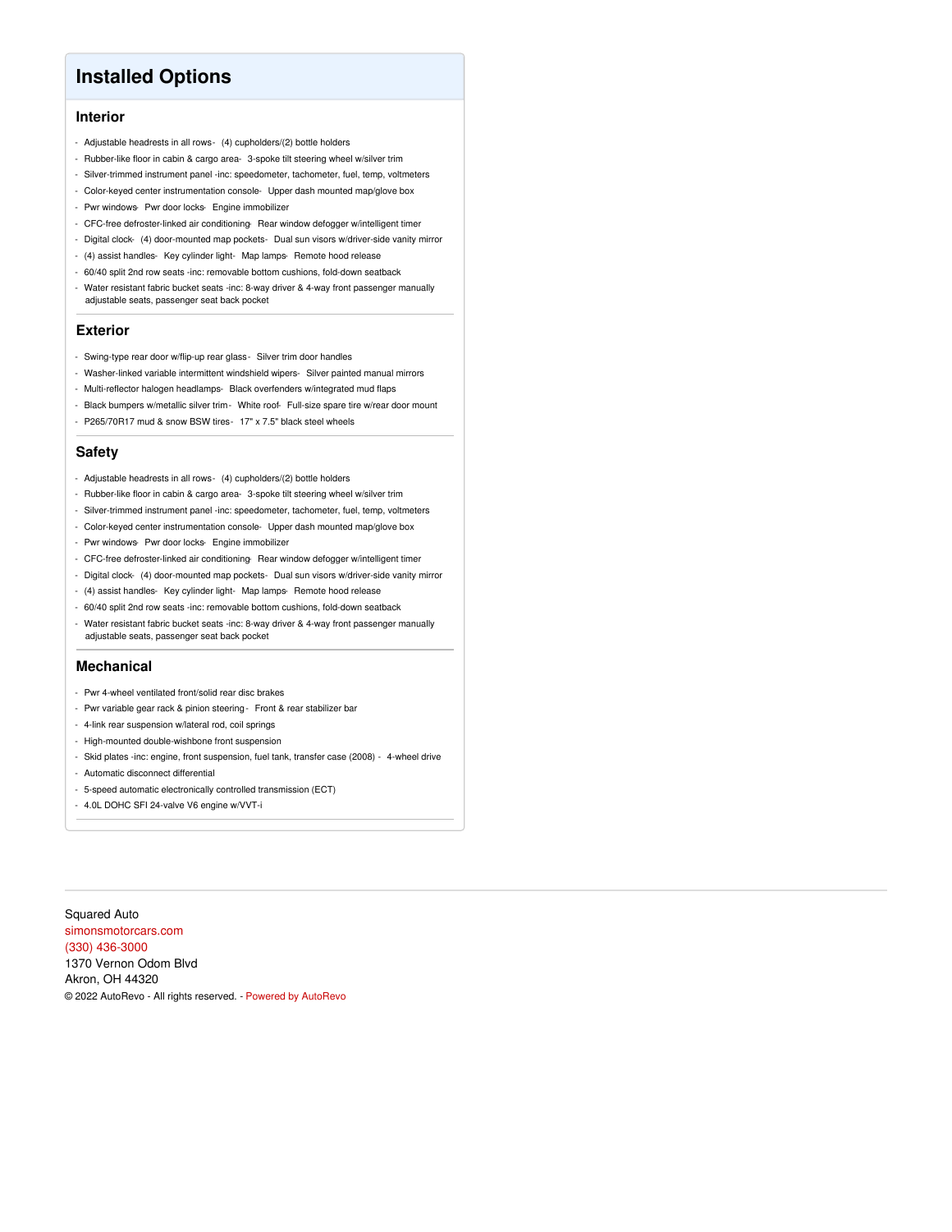# Installed Options

## Interior

- Adjustable headrests in all rows- (4) cupholders/(2) bottle holders
- Rubber-like floor in cabin & cargo area- 3-spoke tilt steering wheel w/silver trim
- Silver-trimmed instrument panel -inc: speedometer, tachometer, fuel, temp, voltmeters
- Color-keyed center instrumentation console- Upper dash mounted map/glove box
- Pwr windows- Pwr door locks- Engine immobilizer
- CFC-free defroster-linked air conditioning- Rear window defogger w/intelligent timer
- Digital clock- (4) door-mounted map pockets- Dual sun visors w/driver-side vanity mirror
- (4) assist handles- Key cylinder light- Map lamps- Remote hood release
- 60/40 split 2nd row seats -inc: removable bottom cushions, fold-down seatback
- Water resistant fabric bucket seats -inc: 8-way driver & 4-way front passenger manually adjustable seats, passenger seat back pocket

## Exterior

- Swing-type rear door w/flip-up rear glass- Silver trim door handles
- Washer-linked variable intermittent windshield wipers- Silver painted manual mirrors
- Multi-reflector halogen headlamps- Black overfenders w/integrated mud flaps
- Black bumpers w/metallic silver trim- White roof- Full-size spare tire w/rear door mount
- P265/70R17 mud & snow BSW tires- 17" x 7.5" black steel wheels

## Safety

- Adjustable headrests in all rows- (4) cupholders/(2) bottle holders
- Rubber-like floor in cabin & cargo area- 3-spoke tilt steering wheel w/silver trim
- Silver-trimmed instrument panel -inc: speedometer, tachometer, fuel, temp, voltmeters
- Color-keyed center instrumentation console- Upper dash mounted map/glove box
- Pwr windows- Pwr door locks- Engine immobilizer
- CFC-free defroster-linked air conditioning- Rear window defogger w/intelligent timer
- Digital clock- (4) door-mounted map pockets- Dual sun visors w/driver-side vanity mirror
- (4) assist handles- Key cylinder light- Map lamps- Remote hood release
- 60/40 split 2nd row seats -inc: removable bottom cushions, fold-down seatback
- Water resistant fabric bucket seats -inc: 8-way driver & 4-way front passenger manually adjustable seats, passenger seat back pocket

## Mechanical

- Pwr 4-wheel ventilated front/solid rear disc brakes
- Pwr variable gear rack & pinion steering- Front & rear stabilizer bar
- 4-link rear suspension w/lateral rod, coil springs
- High-mounted double-wishbone front suspension
- Skid plates -inc: engine, front suspension, fuel tank, transfer case (2008) - 4-wheel drive
- Automatic disconnect differential
- 5-speed automatic electronically controlled transmission (ECT)
- 4.0L DOHC SFI 24-valve V6 engine w/VVT-i

---

Squared Auto
simonsmotorcars.com
(330) 436-3000
1370 Vernon Odom Blvd
Akron, OH 44320
© 2022 AutoRevo - All rights reserved. - Powered by AutoRevo